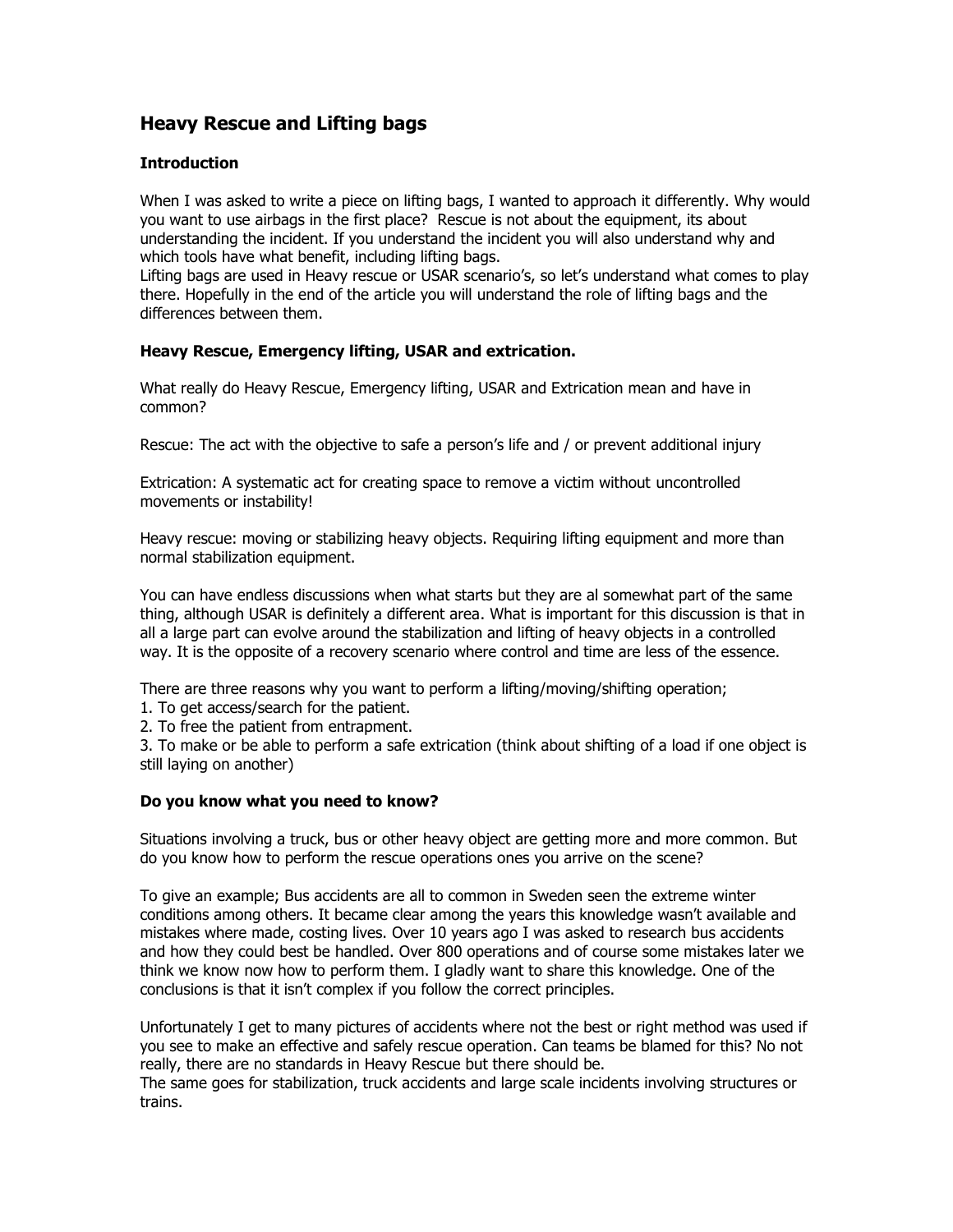# Heavy Rescue and Lifting bags

### Introduction

When I was asked to write a piece on lifting bags, I wanted to approach it differently. Why would you want to use airbags in the first place? Rescue is not about the equipment, its about understanding the incident. If you understand the incident you will also understand why and which tools have what benefit, including lifting bags.
Lifting bags are used in Heavy rescue or USAR scenario's, so let's understand what comes to play there. Hopefully in the end of the article you will understand the role of lifting bags and the differences between them.

### Heavy Rescue, Emergency lifting, USAR and extrication.

What really do Heavy Rescue, Emergency lifting, USAR and Extrication mean and have in common?

Rescue: The act with the objective to safe a person's life and / or prevent additional injury

Extrication: A systematic act for creating space to remove a victim without uncontrolled movements or instability!

Heavy rescue: moving or stabilizing heavy objects. Requiring lifting equipment and more than normal stabilization equipment.

You can have endless discussions when what starts but they are al somewhat part of the same thing, although USAR is definitely a different area. What is important for this discussion is that in all a large part can evolve around the stabilization and lifting of heavy objects in a controlled way. It is the opposite of a recovery scenario where control and time are less of the essence.

There are three reasons why you want to perform a lifting/moving/shifting operation;
1. To get access/search for the patient.
2. To free the patient from entrapment.
3. To make or be able to perform a safe extrication (think about shifting of a load if one object is still laying on another)

### Do you know what you need to know?

Situations involving a truck, bus or other heavy object are getting more and more common. But do you know how to perform the rescue operations ones you arrive on the scene?

To give an example; Bus accidents are all to common in Sweden seen the extreme winter conditions among others. It became clear among the years this knowledge wasn't available and mistakes where made, costing lives. Over 10 years ago I was asked to research bus accidents and how they could best be handled. Over 800 operations and of course some mistakes later we think we know now how to perform them. I gladly want to share this knowledge. One of the conclusions is that it isn't complex if you follow the correct principles.

Unfortunately I get to many pictures of accidents where not the best or right method was used if you see to make an effective and safely rescue operation. Can teams be blamed for this? No not really, there are no standards in Heavy Rescue but there should be.
The same goes for stabilization, truck accidents and large scale incidents involving structures or trains.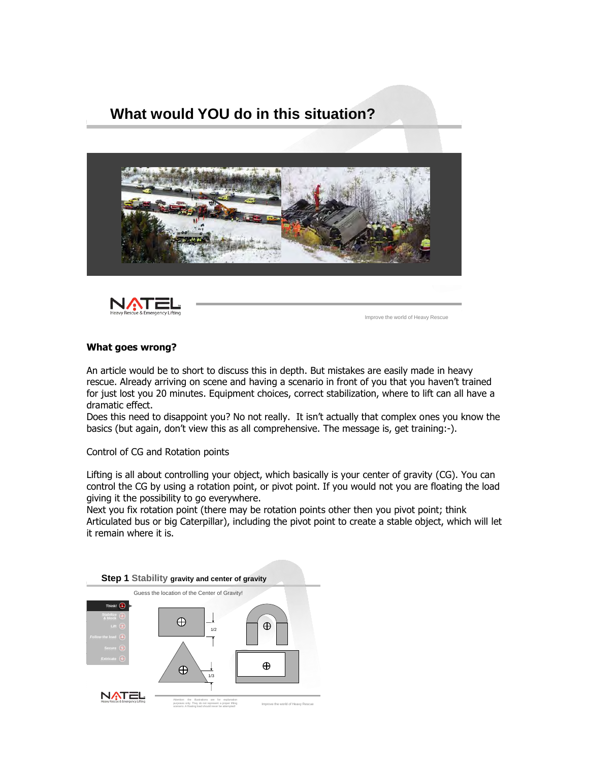## What would YOU do in this situation?

**What goes wrong?**

An article would be to short to discuss this in depth. But mistakes are easily made in heavy rescue. Already arriving on scene and having a scenario in front of you that you haven't trained for just lost you 20 minutes. Equipment choices, correct stabilization, where to lift can all have a dramatic effect.
Does this need to disappoint you? No not really. It isn't actually that complex ones you know the basics (but again, don't view this as all comprehensive. The message is, get training:-).

Control of CG and Rotation points

Lifting is all about controlling your object, which basically is your center of gravity (CG). You can control the CG by using a rotation point, or pivot point. If you would not you are floating the load giving it the possibility to go everywhere.
Next you fix rotation point (there may be rotation points other then you pivot point; think Articulated bus or big Caterpillar), including the pivot point to create a stable object, which will let it remain where it is.

**Step 1** Stability gravity and center of gravity

Guess the location of the Center of Gravity!

Think! 1 | Stabilize & block 2 | Lift 3 | Follow the load 4 | Secure 5 | Extricate 6

1/2

1/3

Attention: the illustrations are for explanation purposes only. They do not represent a proper lifting scenario. A floating load should never be attempted!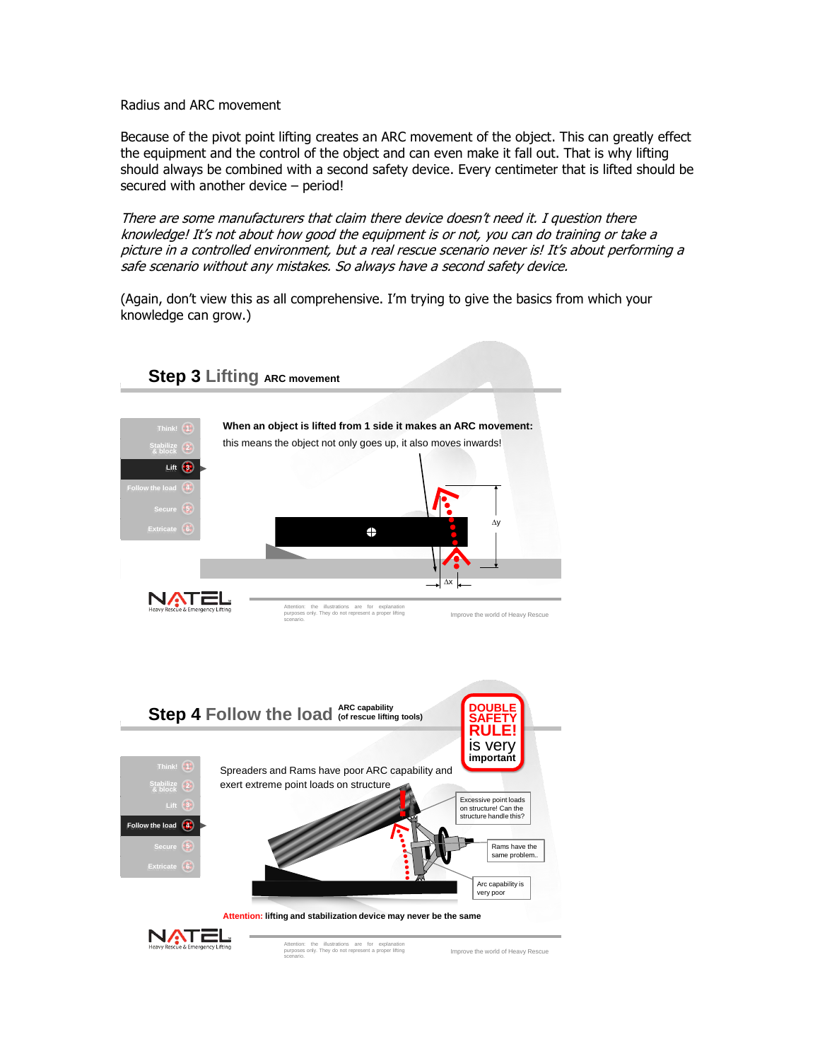Radius and ARC movement

Because of the pivot point lifting creates an ARC movement of the object. This can greatly effect the equipment and the control of the object and can even make it fall out. That is why lifting should always be combined with a second safety device. Every centimeter that is lifted should be secured with another device – period!

*There are some manufacturers that claim there device doesn't need it. I question there knowledge! It's not about how good the equipment is or not, you can do training or take a picture in a controlled environment, but a real rescue scenario never is! It's about performing a safe scenario without any mistakes. So always have a second safety device.*

(Again, don't view this as all comprehensive. I'm trying to give the basics from which your knowledge can grow.)

## Step 3 Lifting ARC movement

Think! 1
Stabilize & block 2
Lift 3
Follow the load 4
Secure 5
Extricate 6

**When an object is lifted from 1 side it makes an ARC movement:**
this means the object not only goes up, it also moves inwards!

$\Delta y$

$\Delta x$

NATEL Heavy Rescue & Emergency Lifting

Attention: the illustrations are for explanation purposes only. They do not represent a proper lifting scenario.

Improve the world of Heavy Rescue

## Step 4 Follow the load ARC capability (of rescue lifting tools)

**DOUBLE SAFETY RULE!** is very **important**

Think! 1
Stabilize & block 2
Lift 3
Follow the load 4
Secure 5
Extricate 6

Spreaders and Rams have poor ARC capability and exert extreme point loads on structure

Excessive point loads on structure! Can the structure handle this?

Rams have the same problem..

Arc capability is very poor

**Attention: lifting and stabilization device may never be the same**

NATEL Heavy Rescue & Emergency Lifting

Attention: the illustrations are for explanation purposes only. They do not represent a proper lifting scenario.

Improve the world of Heavy Rescue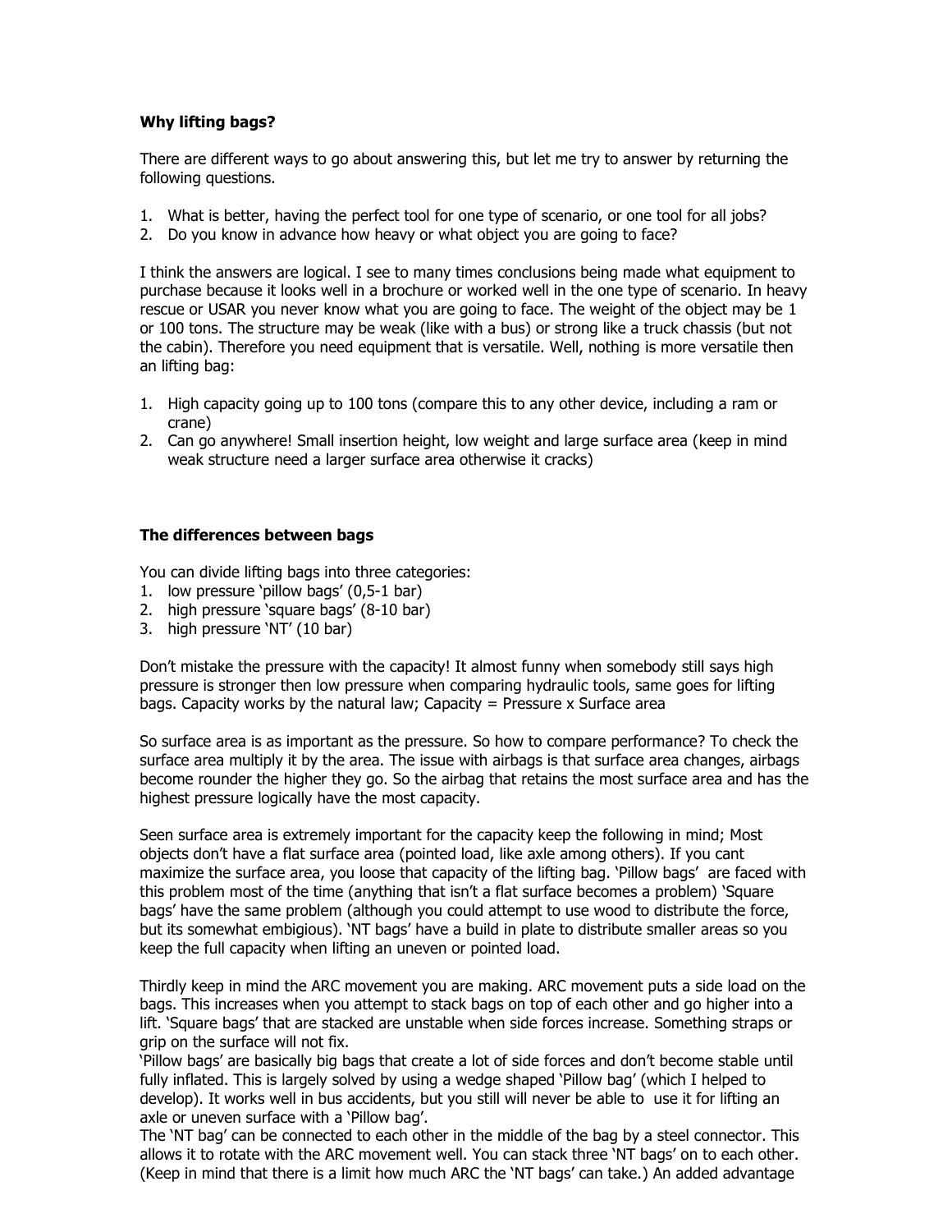**Why lifting bags?**

There are different ways to go about answering this, but let me try to answer by returning the following questions.

1. What is better, having the perfect tool for one type of scenario, or one tool for all jobs?
2. Do you know in advance how heavy or what object you are going to face?

I think the answers are logical. I see to many times conclusions being made what equipment to purchase because it looks well in a brochure or worked well in the one type of scenario. In heavy rescue or USAR you never know what you are going to face. The weight of the object may be 1 or 100 tons. The structure may be weak (like with a bus) or strong like a truck chassis (but not the cabin). Therefore you need equipment that is versatile. Well, nothing is more versatile then an lifting bag:

1. High capacity going up to 100 tons (compare this to any other device, including a ram or crane)
2. Can go anywhere! Small insertion height, low weight and large surface area (keep in mind weak structure need a larger surface area otherwise it cracks)

**The differences between bags**

You can divide lifting bags into three categories:
1. low pressure 'pillow bags' (0,5-1 bar)
2. high pressure 'square bags' (8-10 bar)
3. high pressure 'NT' (10 bar)

Don't mistake the pressure with the capacity! It almost funny when somebody still says high pressure is stronger then low pressure when comparing hydraulic tools, same goes for lifting bags. Capacity works by the natural law; Capacity = Pressure x Surface area

So surface area is as important as the pressure. So how to compare performance? To check the surface area multiply it by the area. The issue with airbags is that surface area changes, airbags become rounder the higher they go. So the airbag that retains the most surface area and has the highest pressure logically have the most capacity.

Seen surface area is extremely important for the capacity keep the following in mind; Most objects don't have a flat surface area (pointed load, like axle among others). If you cant maximize the surface area, you loose that capacity of the lifting bag. 'Pillow bags' are faced with this problem most of the time (anything that isn't a flat surface becomes a problem) 'Square bags' have the same problem (although you could attempt to use wood to distribute the force, but its somewhat embigious). 'NT bags' have a build in plate to distribute smaller areas so you keep the full capacity when lifting an uneven or pointed load.

Thirdly keep in mind the ARC movement you are making. ARC movement puts a side load on the bags. This increases when you attempt to stack bags on top of each other and go higher into a lift. 'Square bags' that are stacked are unstable when side forces increase. Something straps or grip on the surface will not fix.
'Pillow bags' are basically big bags that create a lot of side forces and don't become stable until fully inflated. This is largely solved by using a wedge shaped 'Pillow bag' (which I helped to develop). It works well in bus accidents, but you still will never be able to use it for lifting an axle or uneven surface with a 'Pillow bag'.
The 'NT bag' can be connected to each other in the middle of the bag by a steel connector. This allows it to rotate with the ARC movement well. You can stack three 'NT bags' on to each other. (Keep in mind that there is a limit how much ARC the 'NT bags' can take.) An added advantage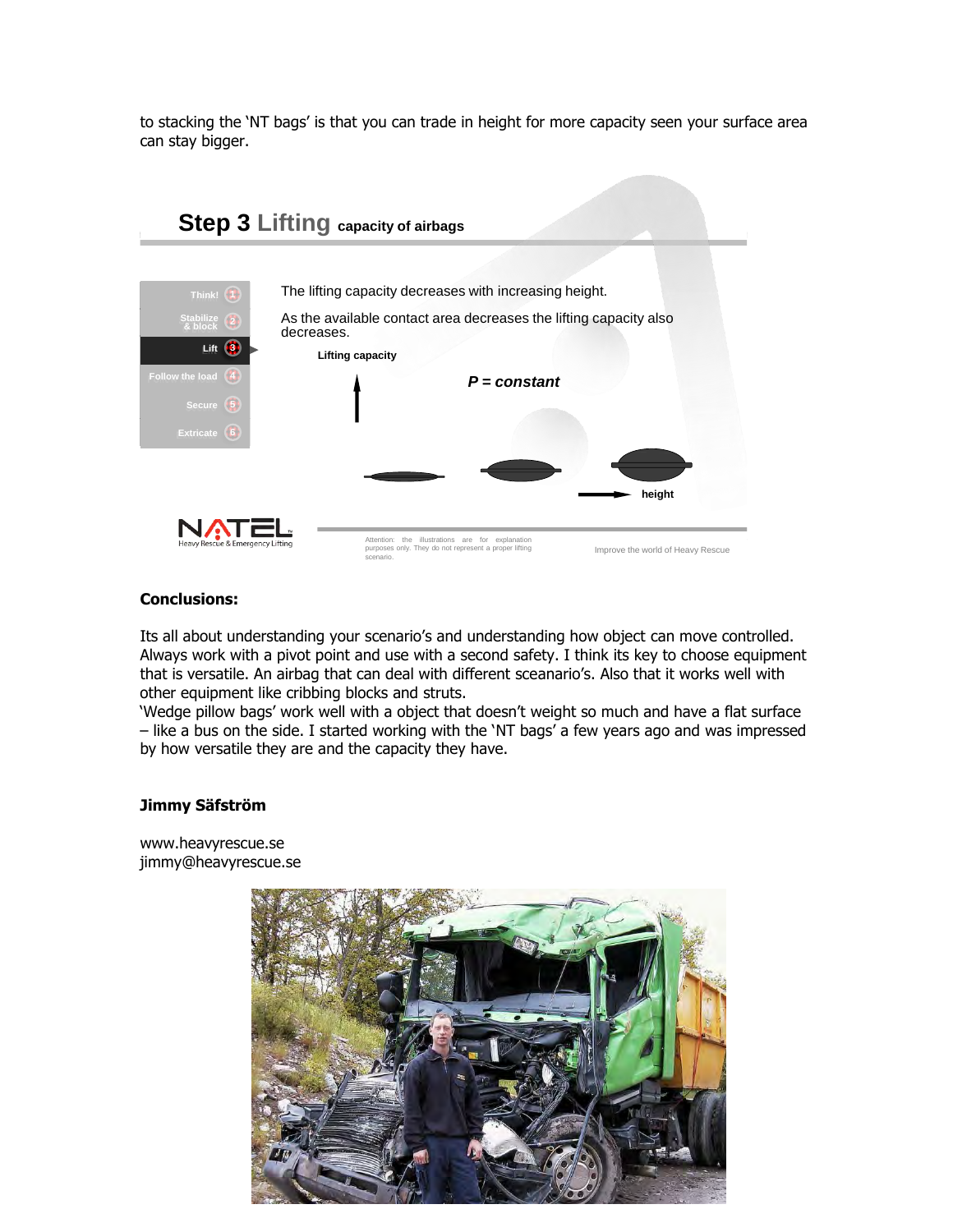to stacking the 'NT bags' is that you can trade in height for more capacity seen your surface area can stay bigger.

**Step 3 Lifting capacity of airbags**

Think! 1
Stabilize & block 2
Lift 3
Follow the load 4
Secure 5
Extricate 6

The lifting capacity decreases with increasing height.

As the available contact area decreases the lifting capacity also decreases.

Lifting capacity

*P = constant*

height

NATEL Heavy Rescue & Emergency Lifting

Attention: the illustrations are for explanation purposes only. They do not represent a proper lifting scenario.

Improve the world of Heavy Rescue

**Conclusions:**

Its all about understanding your scenario's and understanding how object can move controlled. Always work with a pivot point and use with a second safety. I think its key to choose equipment that is versatile. An airbag that can deal with different sceanario's. Also that it works well with other equipment like cribbing blocks and struts.
'Wedge pillow bags' work well with a object that doesn't weight so much and have a flat surface – like a bus on the side. I started working with the 'NT bags' a few years ago and was impressed by how versatile they are and the capacity they have.

**Jimmy Säfström**

www.heavyrescue.se
jimmy@heavyrescue.se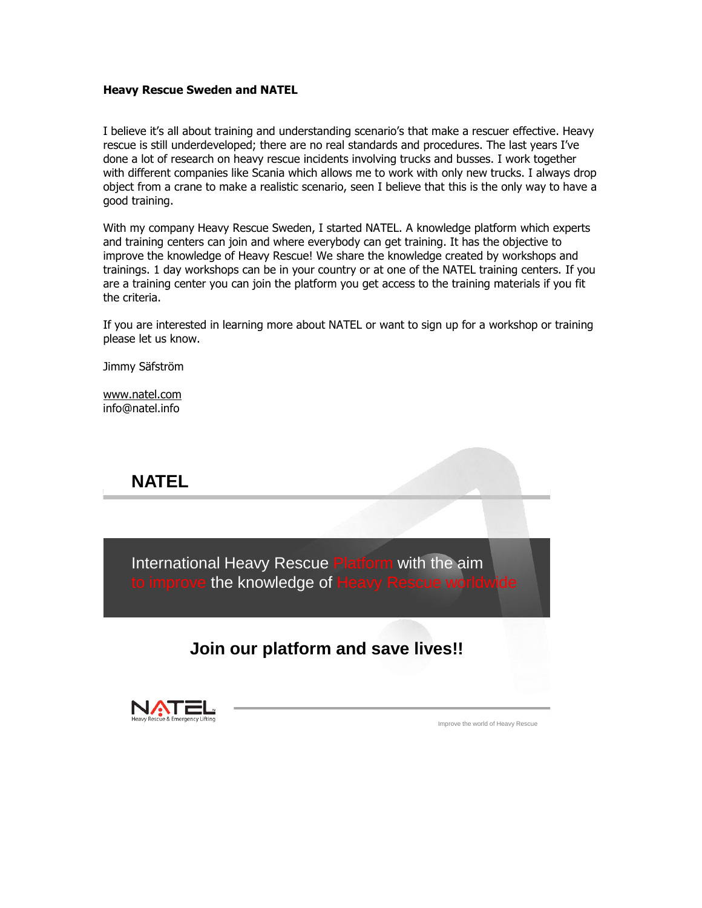**Heavy Rescue Sweden and NATEL**

I believe it's all about training and understanding scenario's that make a rescuer effective. Heavy rescue is still underdeveloped; there are no real standards and procedures. The last years I've done a lot of research on heavy rescue incidents involving trucks and busses. I work together with different companies like Scania which allows me to work with only new trucks. I always drop object from a crane to make a realistic scenario, seen I believe that this is the only way to have a good training.

With my company Heavy Rescue Sweden, I started NATEL. A knowledge platform which experts and training centers can join and where everybody can get training. It has the objective to improve the knowledge of Heavy Rescue! We share the knowledge created by workshops and trainings. 1 day workshops can be in your country or at one of the NATEL training centers. If you are a training center you can join the platform you get access to the training materials if you fit the criteria.

If you are interested in learning more about NATEL or want to sign up for a workshop or training please let us know.

Jimmy Säfström

www.natel.com
info@natel.info

## NATEL

International Heavy Rescue Platform with the aim to improve the knowledge of Heavy Rescue worldwide

**Join our platform and save lives!!**

NATEL Heavy Rescue & Emergency Lifting

Improve the world of Heavy Rescue